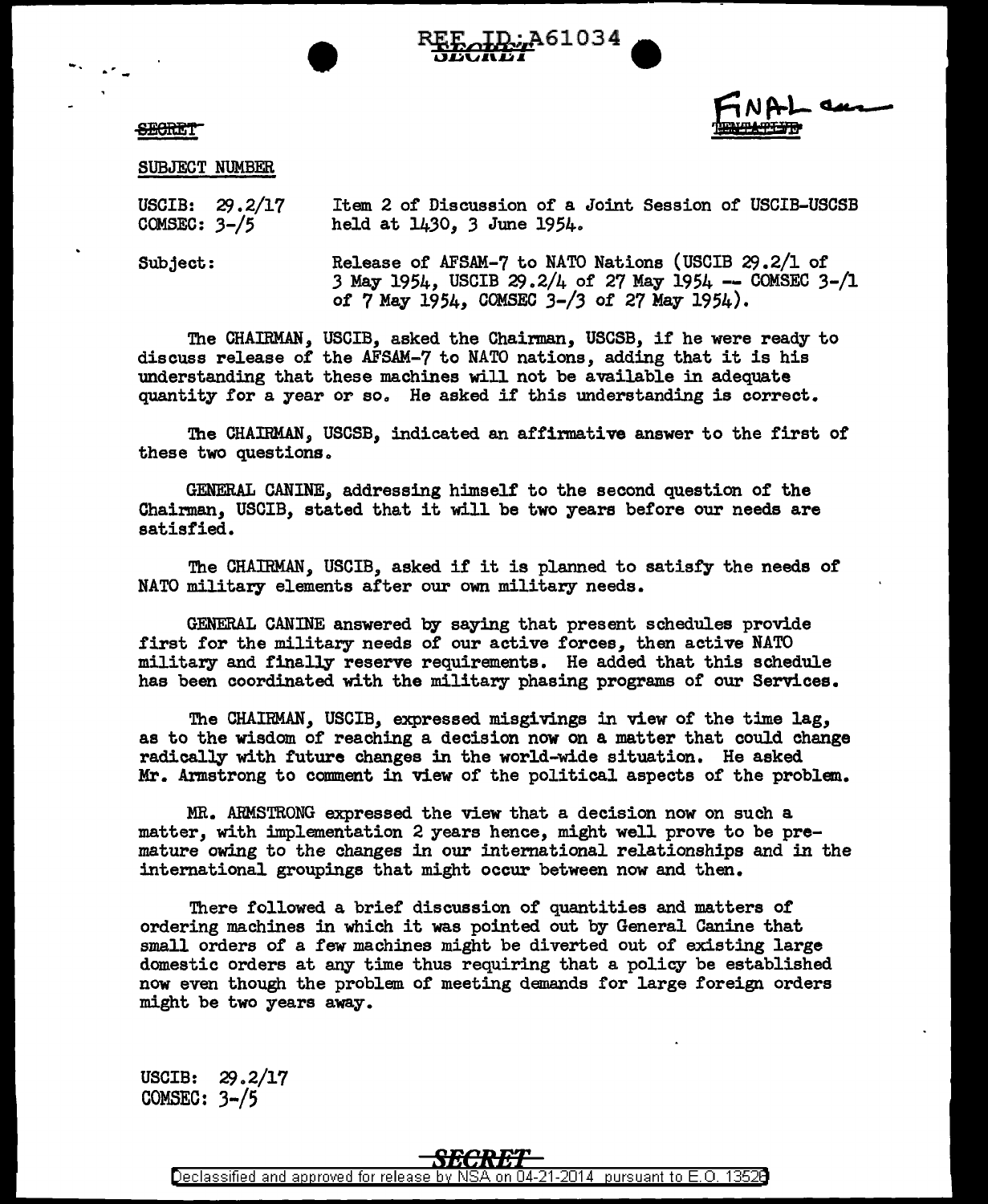REF ID:A61034

SECRET

SECRET

FINAL ~~TENTATIVE~~

SUBJECT NUMBER

USCIB: 29.2/17
COMSEC: 3-/5

Item 2 of Discussion of a Joint Session of USCIB-USCSB held at 1430, 3 June 1954.

Subject: Release of AFSAM-7 to NATO Nations (USCIB 29.2/1 of 3 May 1954, USCIB 29.2/4 of 27 May 1954 -- COMSEC 3-/1 of 7 May 1954, COMSEC 3-/3 of 27 May 1954).

The CHAIRMAN, USCIB, asked the Chairman, USCSB, if he were ready to discuss release of the AFSAM-7 to NATO nations, adding that it is his understanding that these machines will not be available in adequate quantity for a year or so. He asked if this understanding is correct.

The CHAIRMAN, USCSB, indicated an affirmative answer to the first of these two questions.

GENERAL CANINE, addressing himself to the second question of the Chairman, USCIB, stated that it will be two years before our needs are satisfied.

The CHAIRMAN, USCIB, asked if it is planned to satisfy the needs of NATO military elements after our own military needs.

GENERAL CANINE answered by saying that present schedules provide first for the military needs of our active forces, then active NATO military and finally reserve requirements. He added that this schedule has been coordinated with the military phasing programs of our Services.

The CHAIRMAN, USCIB, expressed misgivings in view of the time lag, as to the wisdom of reaching a decision now on a matter that could change radically with future changes in the world-wide situation. He asked Mr. Armstrong to comment in view of the political aspects of the problem.

MR. ARMSTRONG expressed the view that a decision now on such a matter, with implementation 2 years hence, might well prove to be premature owing to the changes in our international relationships and in the international groupings that might occur between now and then.

There followed a brief discussion of quantities and matters of ordering machines in which it was pointed out by General Canine that small orders of a few machines might be diverted out of existing large domestic orders at any time thus requiring that a policy be established now even though the problem of meeting demands for large foreign orders might be two years away.

USCIB: 29.2/17
COMSEC: 3-/5

SECRET

Declassified and approved for release by NSA on 04-21-2014 pursuant to E.O. 13526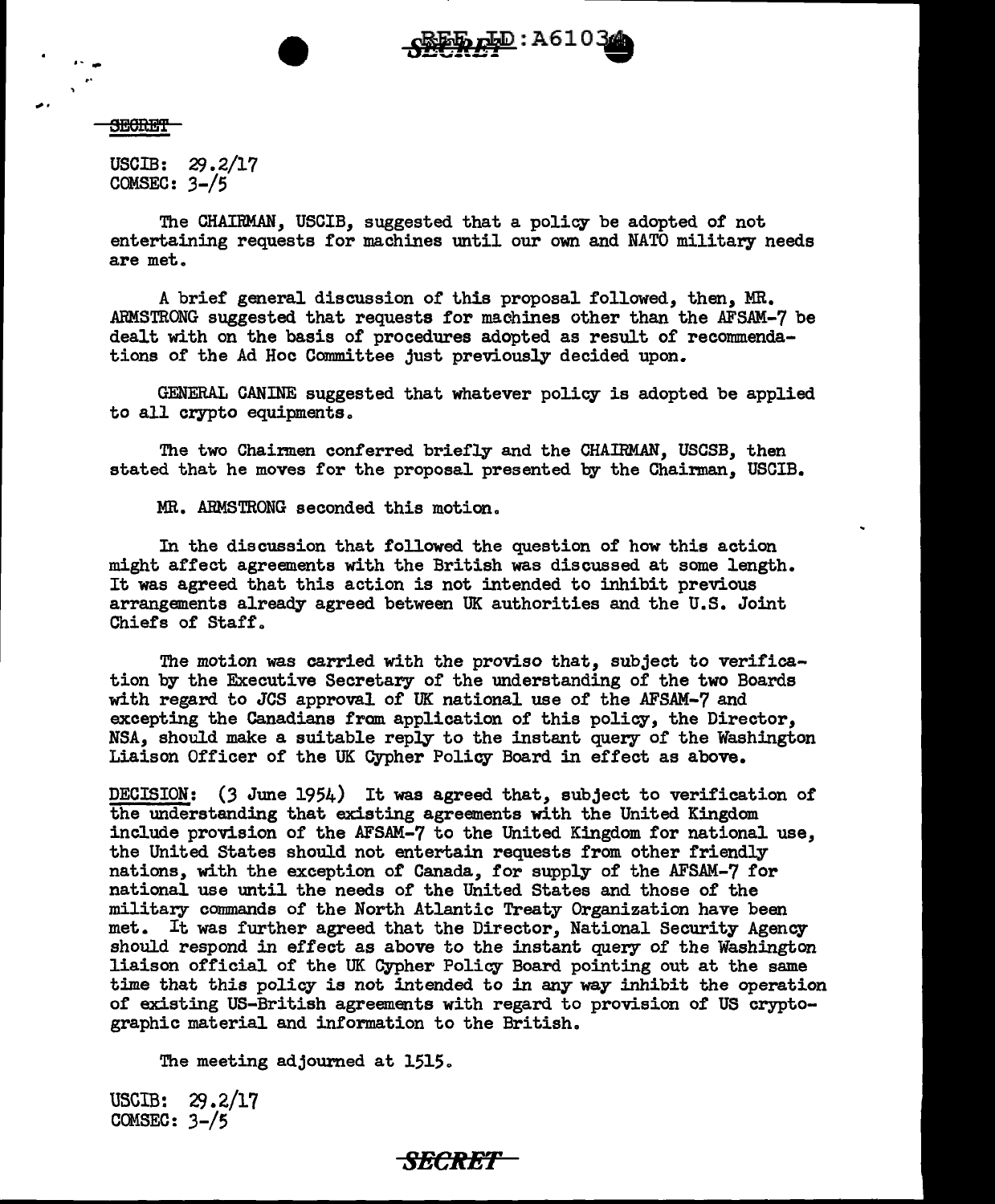SECRET

USCIB: 29.2/17
COMSEC: 3-/5

The CHAIRMAN, USCIB, suggested that a policy be adopted of not entertaining requests for machines until our own and NATO military needs are met.

A brief general discussion of this proposal followed, then, MR. ARMSTRONG suggested that requests for machines other than the AFSAM-7 be dealt with on the basis of procedures adopted as result of recommendations of the Ad Hoc Committee just previously decided upon.

GENERAL CANINE suggested that whatever policy is adopted be applied to all crypto equipments.

The two Chairmen conferred briefly and the CHAIRMAN, USCSB, then stated that he moves for the proposal presented by the Chairman, USCIB.

MR. ARMSTRONG seconded this motion.

In the discussion that followed the question of how this action might affect agreements with the British was discussed at some length. It was agreed that this action is not intended to inhibit previous arrangements already agreed between UK authorities and the U.S. Joint Chiefs of Staff.

The motion was carried with the proviso that, subject to verification by the Executive Secretary of the understanding of the two Boards with regard to JCS approval of UK national use of the AFSAM-7 and excepting the Canadians from application of this policy, the Director, NSA, should make a suitable reply to the instant query of the Washington Liaison Officer of the UK Cypher Policy Board in effect as above.

DECISION: (3 June 1954) It was agreed that, subject to verification of the understanding that existing agreements with the United Kingdom include provision of the AFSAM-7 to the United Kingdom for national use, the United States should not entertain requests from other friendly nations, with the exception of Canada, for supply of the AFSAM-7 for national use until the needs of the United States and those of the military commands of the North Atlantic Treaty Organization have been met. It was further agreed that the Director, National Security Agency should respond in effect as above to the instant query of the Washington liaison official of the UK Cypher Policy Board pointing out at the same time that this policy is not intended to in any way inhibit the operation of existing US-British agreements with regard to provision of US cryptographic material and information to the British.

The meeting adjourned at 1515.

USCIB: 29.2/17
COMSEC: 3-/5

SECRET